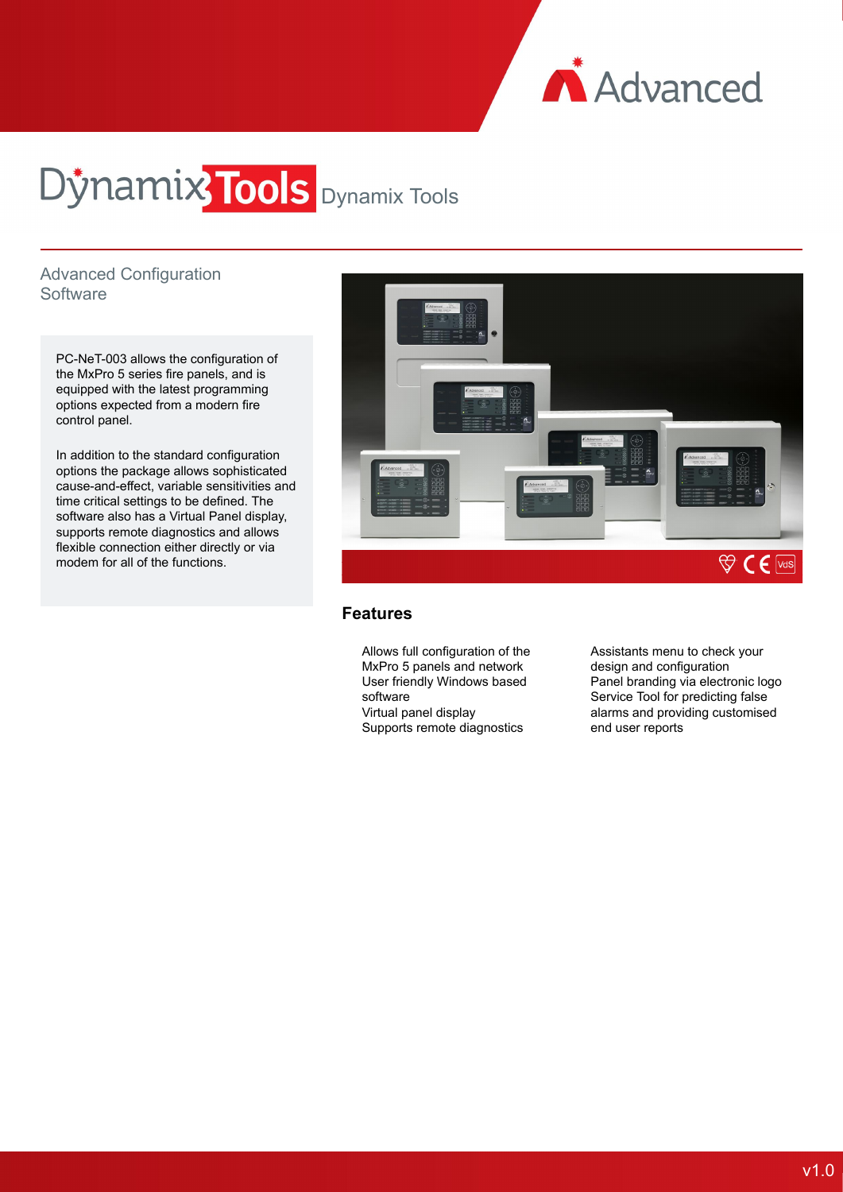# Dynamix Tools

## Advanced Configuration Software

PC-NeT-003 allows the configuration of the MxPro 5 series fire panels, and is equipped with the latest programming options expected from a modern fire control panel.

In addition to the standard configuration options the package allows sophisticated cause-and-effect, variable sensitivities and time critical settings to be defined. The software also has a Virtual Panel display, supports remote diagnostics and allows flexible connection either directly or via modem for all of the functions.

### Features

- Allows full configuration of the MxPro 5 panels and network
- User friendly Windows based software
- Virtual panel display
- Supports remote diagnostics
- Assistants menu to check your design and configuration
- Panel branding via electronic logo
- Service Tool for predicting false alarms and providing customised end user reports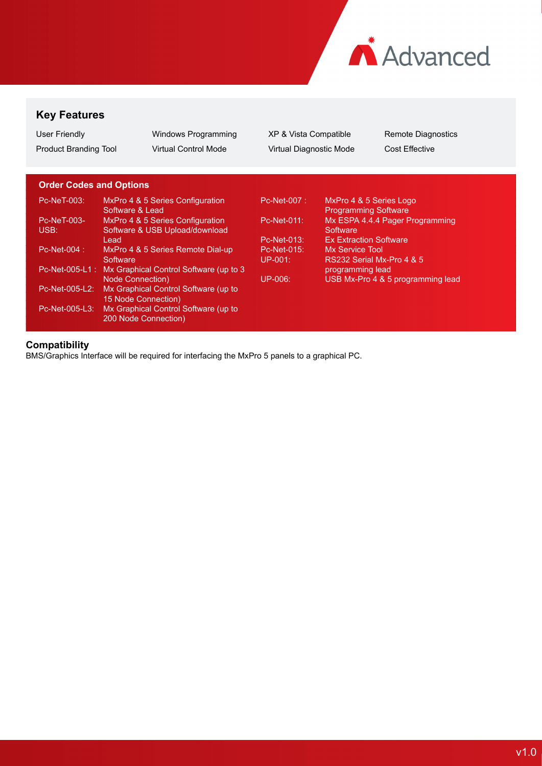## Key Features

| | | | |
|---|---|---|---|
| User Friendly | Windows Programming | XP & Vista Compatible | Remote Diagnostics |
| Product Branding Tool | Virtual Control Mode | Virtual Diagnostic Mode | Cost Effective |

## Order Codes and Options

| Code | Description |
|---|---|
| Pc-NeT-003: | MxPro 4 & 5 Series Configuration Software & Lead |
| Pc-NeT-003-USB: | MxPro 4 & 5 Series Configuration Software & USB Upload/download Lead |
| Pc-Net-004 : | MxPro 4 & 5 Series Remote Dial-up Software |
| Pc-Net-005-L1 : | Mx Graphical Control Software (up to 3 Node Connection) |
| Pc-Net-005-L2: | Mx Graphical Control Software (up to 15 Node Connection) |
| Pc-Net-005-L3: | Mx Graphical Control Software (up to 200 Node Connection) |
| Pc-Net-007 : | MxPro 4 & 5 Series Logo Programming Software |
| Pc-Net-011: | Mx ESPA 4.4.4 Pager Programming Software |
| Pc-Net-013: | Ex Extraction Software |
| Pc-Net-015: | Mx Service Tool |
| UP-001: | RS232 Serial Mx-Pro 4 & 5 programming lead |
| UP-006: | USB Mx-Pro 4 & 5 programming lead |

## Compatibility

BMS/Graphics Interface will be required for interfacing the MxPro 5 panels to a graphical PC.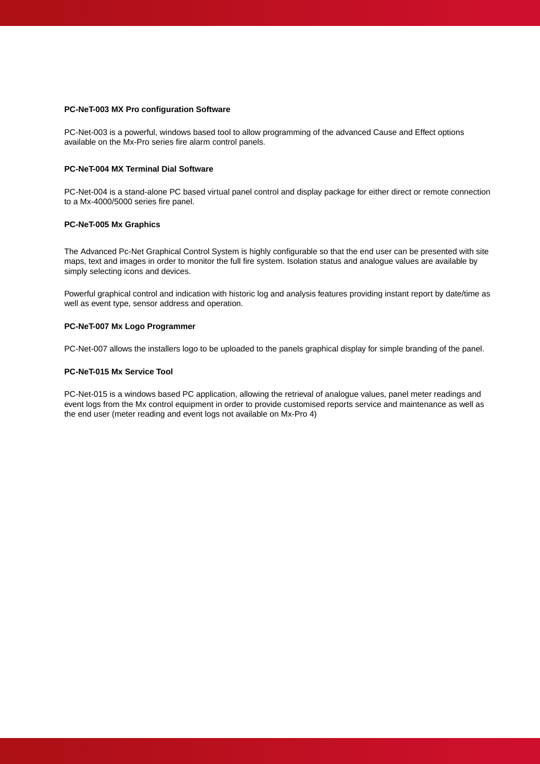**PC-NeT-003 MX Pro configuration Software**

PC-Net-003 is a powerful, windows based tool to allow programming of the advanced Cause and Effect options available on the Mx-Pro series fire alarm control panels.

**PC-NeT-004 MX Terminal Dial Software**

PC-Net-004 is a stand-alone PC based virtual panel control and display package for either direct or remote connection to a Mx-4000/5000 series fire panel.

**PC-NeT-005 Mx Graphics**

The Advanced Pc-Net Graphical Control System is highly configurable so that the end user can be presented with site maps, text and images in order to monitor the full fire system. Isolation status and analogue values are available by simply selecting icons and devices.

Powerful graphical control and indication with historic log and analysis features providing instant report by date/time as well as event type, sensor address and operation.

**PC-NeT-007 Mx Logo Programmer**

PC-Net-007 allows the installers logo to be uploaded to the panels graphical display for simple branding of the panel.

**PC-NeT-015 Mx Service Tool**

PC-Net-015 is a windows based PC application, allowing the retrieval of analogue values, panel meter readings and event logs from the Mx control equipment in order to provide customised reports service and maintenance as well as the end user (meter reading and event logs not available on Mx-Pro 4)